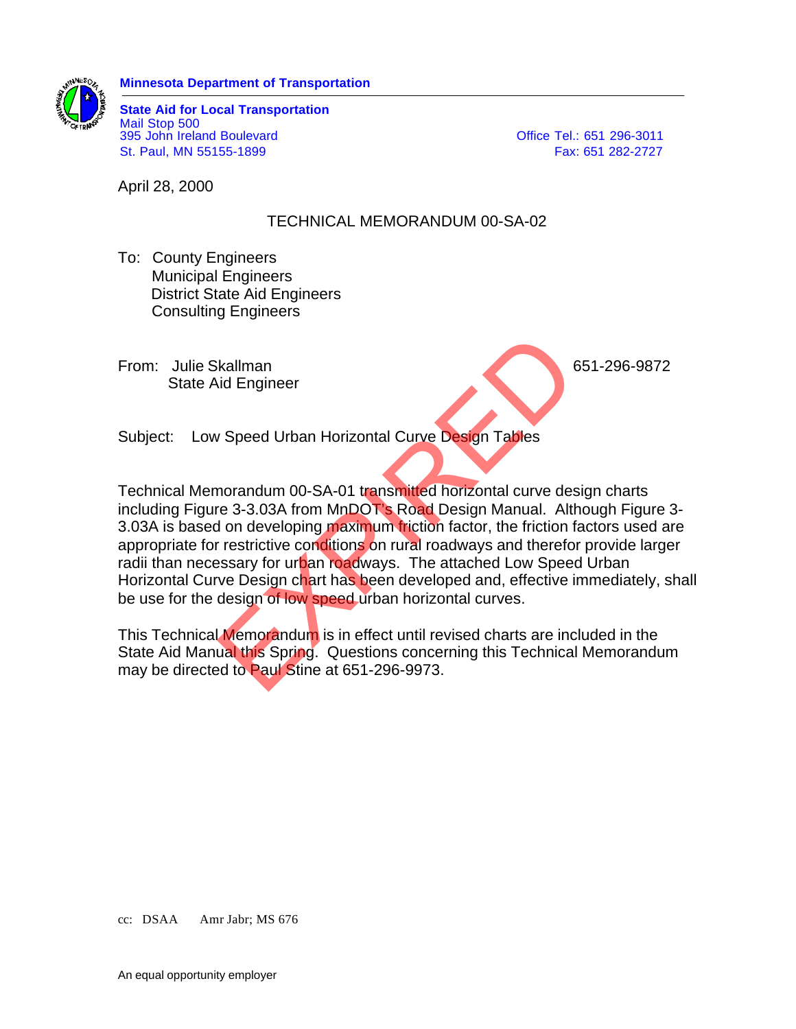**Minnesota Department of Transportation**

**State Aid for Local Transportation**
Mail Stop 500
395 John Ireland Boulevard
St. Paul, MN 55155-1899

Office Tel.: 651 296-3011
Fax: 651 282-2727

April 28, 2000

TECHNICAL MEMORANDUM 00-SA-02

To: County Engineers
Municipal Engineers
District State Aid Engineers
Consulting Engineers

From: Julie Skallman 651-296-9872
State Aid Engineer

Subject: Low Speed Urban Horizontal Curve Design Tables

EXPIRED

Technical Memorandum 00-SA-01 transmitted horizontal curve design charts including Figure 3-3.03A from MnDOT's Road Design Manual. Although Figure 3-3.03A is based on developing maximum friction factor, the friction factors used are appropriate for restrictive conditions on rural roadways and therefor provide larger radii than necessary for urban roadways. The attached Low Speed Urban Horizontal Curve Design chart has been developed and, effective immediately, shall be use for the design of low speed urban horizontal curves.

This Technical Memorandum is in effect until revised charts are included in the State Aid Manual this Spring. Questions concerning this Technical Memorandum may be directed to Paul Stine at 651-296-9973.

cc: DSAA Amr Jabr; MS 676

An equal opportunity employer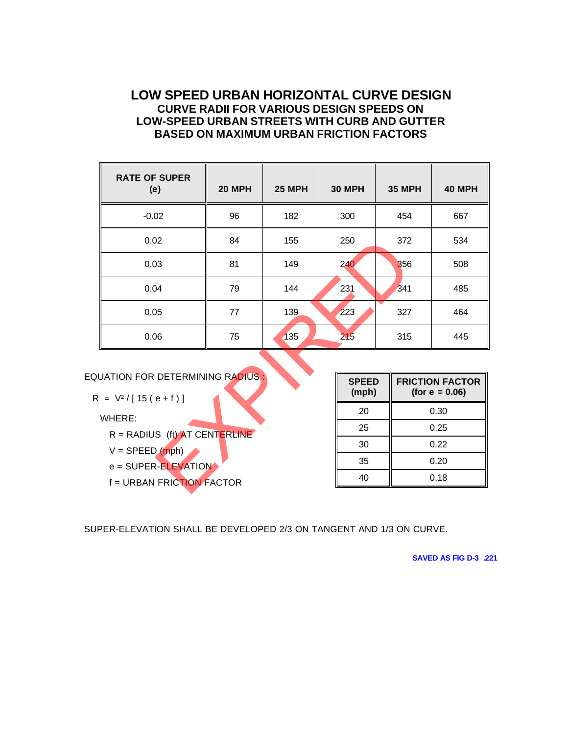# LOW SPEED URBAN HORIZONTAL CURVE DESIGN

## CURVE RADII FOR VARIOUS DESIGN SPEEDS ON LOW-SPEED URBAN STREETS WITH CURB AND GUTTER BASED ON MAXIMUM URBAN FRICTION FACTORS

| RATE OF SUPER (e) | 20 MPH | 25 MPH | 30 MPH | 35 MPH | 40 MPH |
|---|---|---|---|---|---|
| -0.02 | 96 | 182 | 300 | 454 | 667 |
| 0.02 | 84 | 155 | 250 | 372 | 534 |
| 0.03 | 81 | 149 | 240 | 356 | 508 |
| 0.04 | 79 | 144 | 231 | 341 | 485 |
| 0.05 | 77 | 139 | 223 | 327 | 464 |
| 0.06 | 75 | 135 | 215 | 315 | 445 |

EXPIRED

EQUATION FOR DETERMINING RADIUS :

$$R = V^2 / [ 15 ( e + f ) ]$$

WHERE:

- R = RADIUS (ft) AT CENTERLINE
- V = SPEED (mph)
- e = SUPER-ELEVATION
- f = URBAN FRICTION FACTOR

| SPEED (mph) | FRICTION FACTOR (for e = 0.06) |
|---|---|
| 20 | 0.30 |
| 25 | 0.25 |
| 30 | 0.22 |
| 35 | 0.20 |
| 40 | 0.18 |

SUPER-ELEVATION SHALL BE DEVELOPED 2/3 ON TANGENT AND 1/3 ON CURVE.

**SAVED AS FIG D-3 .221**